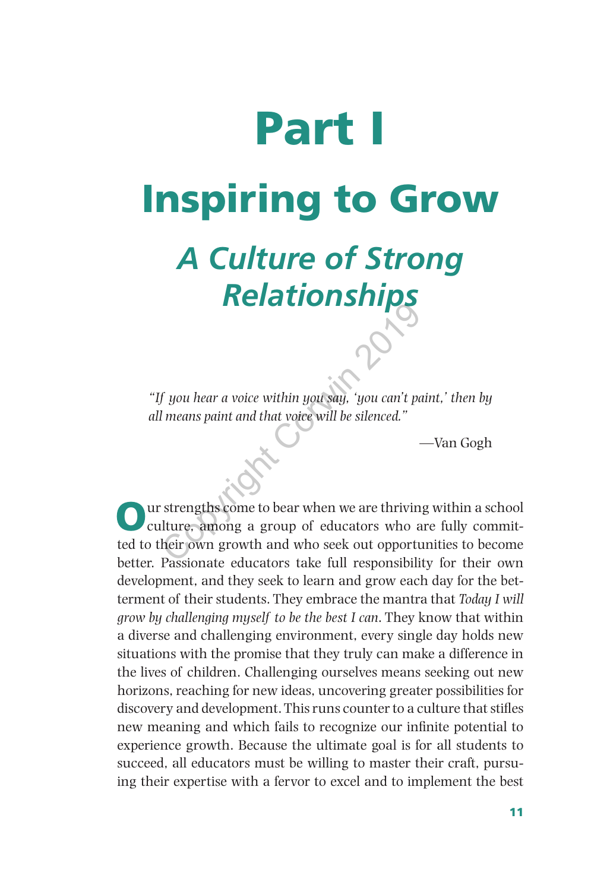# Part I

# Inspiring to Grow

## *A Culture of Strong Relationships*

*"If you hear a voice within you say, 'you can't paint,' then by all means paint and that voice will be silenced."*

—Van Gogh

Our strengths come to bear when we are thriving within a school culture, among a group of educators who are fully committed to their own growth and who seek out opportunities to become better. Passionate educators take full responsibility for their own development, and they seek to learn and grow each day for the betterment of their students. They embrace the mantra that *Today I will grow by challenging myself to be the best I can*. They know that within a diverse and challenging environment, every single day holds new situations with the promise that they truly can make a difference in the lives of children. Challenging ourselves means seeking out new horizons, reaching for new ideas, uncovering greater possibilities for discovery and development. This runs counter to a culture that stifles new meaning and which fails to recognize our infinite potential to experience growth. Because the ultimate goal is for all students to succeed, all educators must be willing to master their craft, pursuing their expertise with a fervor to excel and to implement the best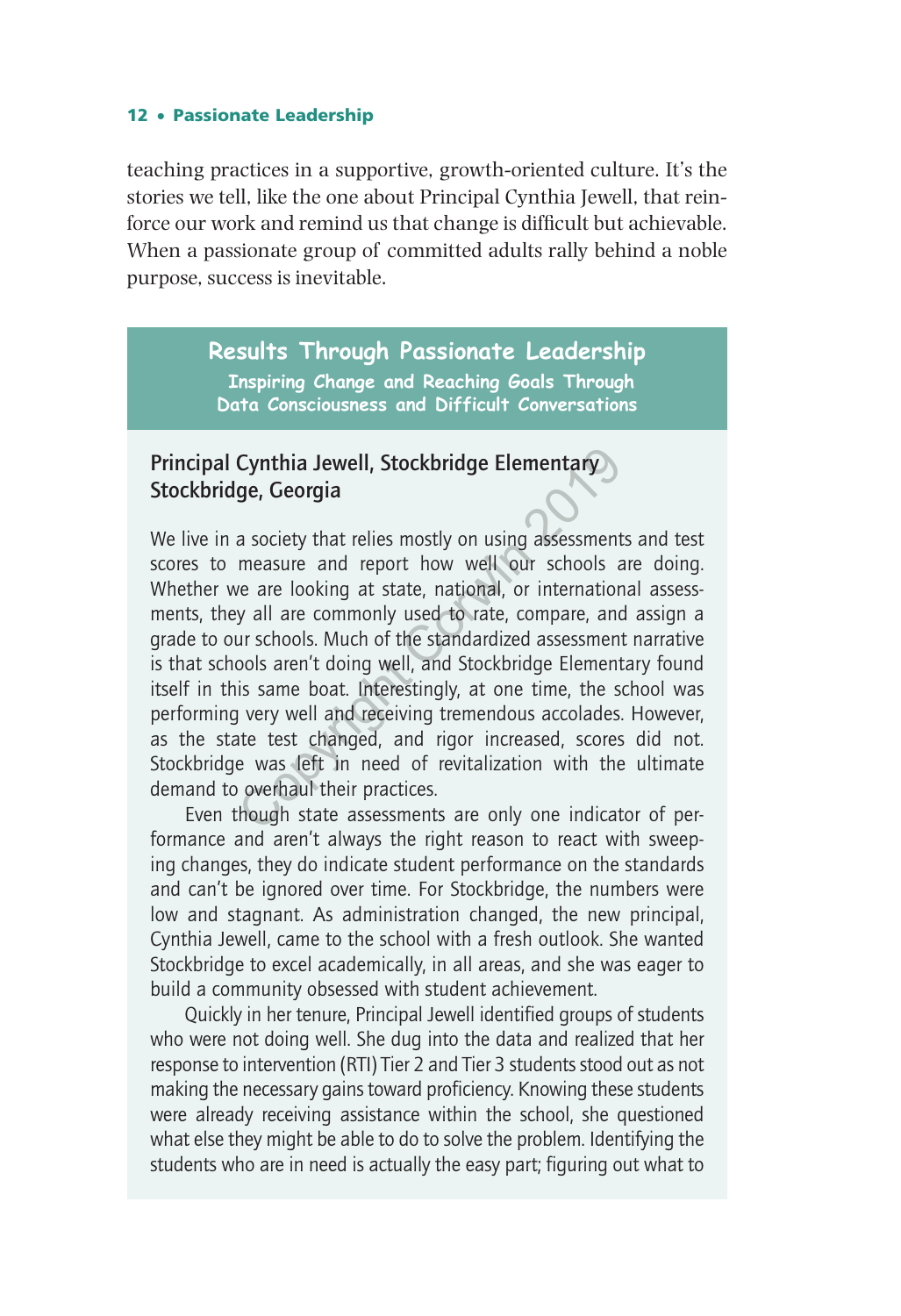teaching practices in a supportive, growth-oriented culture. It's the stories we tell, like the one about Principal Cynthia Jewell, that reinforce our work and remind us that change is difficult but achievable. When a passionate group of committed adults rally behind a noble purpose, success is inevitable.

## Results Through Passionate Leadership

### Inspiring Change and Reaching Goals Through Data Consciousness and Difficult Conversations

**Principal Cynthia Jewell, Stockbridge Elementary**
**Stockbridge, Georgia**

We live in a society that relies mostly on using assessments and test scores to measure and report how well our schools are doing. Whether we are looking at state, national, or international assessments, they all are commonly used to rate, compare, and assign a grade to our schools. Much of the standardized assessment narrative is that schools aren't doing well, and Stockbridge Elementary found itself in this same boat. Interestingly, at one time, the school was performing very well and receiving tremendous accolades. However, as the state test changed, and rigor increased, scores did not. Stockbridge was left in need of revitalization with the ultimate demand to overhaul their practices.

Even though state assessments are only one indicator of performance and aren't always the right reason to react with sweeping changes, they do indicate student performance on the standards and can't be ignored over time. For Stockbridge, the numbers were low and stagnant. As administration changed, the new principal, Cynthia Jewell, came to the school with a fresh outlook. She wanted Stockbridge to excel academically, in all areas, and she was eager to build a community obsessed with student achievement.

Quickly in her tenure, Principal Jewell identified groups of students who were not doing well. She dug into the data and realized that her response to intervention (RTI) Tier 2 and Tier 3 students stood out as not making the necessary gains toward proficiency. Knowing these students were already receiving assistance within the school, she questioned what else they might be able to do to solve the problem. Identifying the students who are in need is actually the easy part; figuring out what to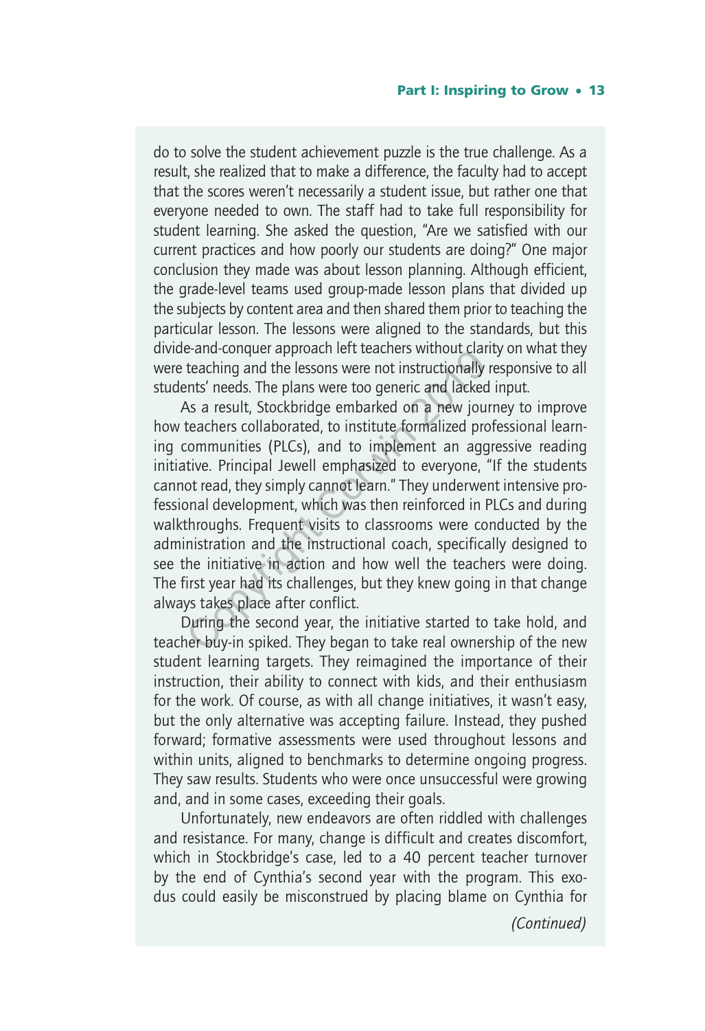do to solve the student achievement puzzle is the true challenge. As a result, she realized that to make a difference, the faculty had to accept that the scores weren't necessarily a student issue, but rather one that everyone needed to own. The staff had to take full responsibility for student learning. She asked the question, "Are we satisfied with our current practices and how poorly our students are doing?" One major conclusion they made was about lesson planning. Although efficient, the grade-level teams used group-made lesson plans that divided up the subjects by content area and then shared them prior to teaching the particular lesson. The lessons were aligned to the standards, but this divide-and-conquer approach left teachers without clarity on what they were teaching and the lessons were not instructionally responsive to all students' needs. The plans were too generic and lacked input.

As a result, Stockbridge embarked on a new journey to improve how teachers collaborated, to institute formalized professional learning communities (PLCs), and to implement an aggressive reading initiative. Principal Jewell emphasized to everyone, "If the students cannot read, they simply cannot learn." They underwent intensive professional development, which was then reinforced in PLCs and during walkthroughs. Frequent visits to classrooms were conducted by the administration and the instructional coach, specifically designed to see the initiative in action and how well the teachers were doing. The first year had its challenges, but they knew going in that change always takes place after conflict.

During the second year, the initiative started to take hold, and teacher buy-in spiked. They began to take real ownership of the new student learning targets. They reimagined the importance of their instruction, their ability to connect with kids, and their enthusiasm for the work. Of course, as with all change initiatives, it wasn't easy, but the only alternative was accepting failure. Instead, they pushed forward; formative assessments were used throughout lessons and within units, aligned to benchmarks to determine ongoing progress. They saw results. Students who were once unsuccessful were growing and, and in some cases, exceeding their goals.

Unfortunately, new endeavors are often riddled with challenges and resistance. For many, change is difficult and creates discomfort, which in Stockbridge's case, led to a 40 percent teacher turnover by the end of Cynthia's second year with the program. This exodus could easily be misconstrued by placing blame on Cynthia for

*(Continued)*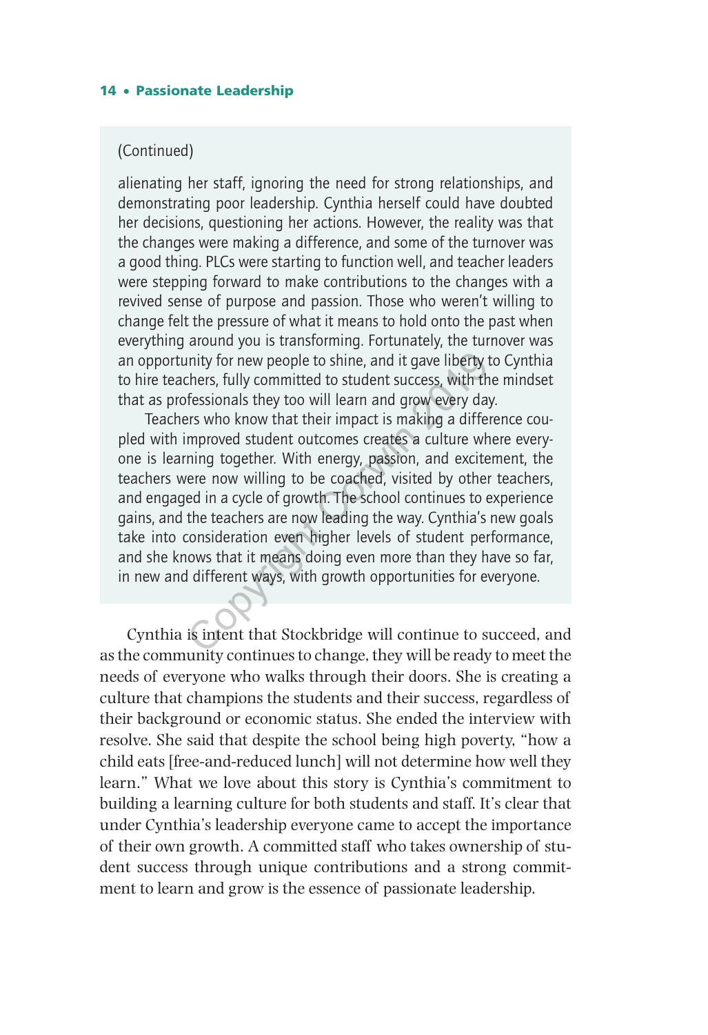(Continued)

alienating her staff, ignoring the need for strong relationships, and demonstrating poor leadership. Cynthia herself could have doubted her decisions, questioning her actions. However, the reality was that the changes were making a difference, and some of the turnover was a good thing. PLCs were starting to function well, and teacher leaders were stepping forward to make contributions to the changes with a revived sense of purpose and passion. Those who weren't willing to change felt the pressure of what it means to hold onto the past when everything around you is transforming. Fortunately, the turnover was an opportunity for new people to shine, and it gave liberty to Cynthia to hire teachers, fully committed to student success, with the mindset that as professionals they too will learn and grow every day.

Teachers who know that their impact is making a difference coupled with improved student outcomes creates a culture where everyone is learning together. With energy, passion, and excitement, the teachers were now willing to be coached, visited by other teachers, and engaged in a cycle of growth. The school continues to experience gains, and the teachers are now leading the way. Cynthia's new goals take into consideration even higher levels of student performance, and she knows that it means doing even more than they have so far, in new and different ways, with growth opportunities for everyone.

Cynthia is intent that Stockbridge will continue to succeed, and as the community continues to change, they will be ready to meet the needs of everyone who walks through their doors. She is creating a culture that champions the students and their success, regardless of their background or economic status. She ended the interview with resolve. She said that despite the school being high poverty, "how a child eats [free-and-reduced lunch] will not determine how well they learn." What we love about this story is Cynthia's commitment to building a learning culture for both students and staff. It's clear that under Cynthia's leadership everyone came to accept the importance of their own growth. A committed staff who takes ownership of student success through unique contributions and a strong commitment to learn and grow is the essence of passionate leadership.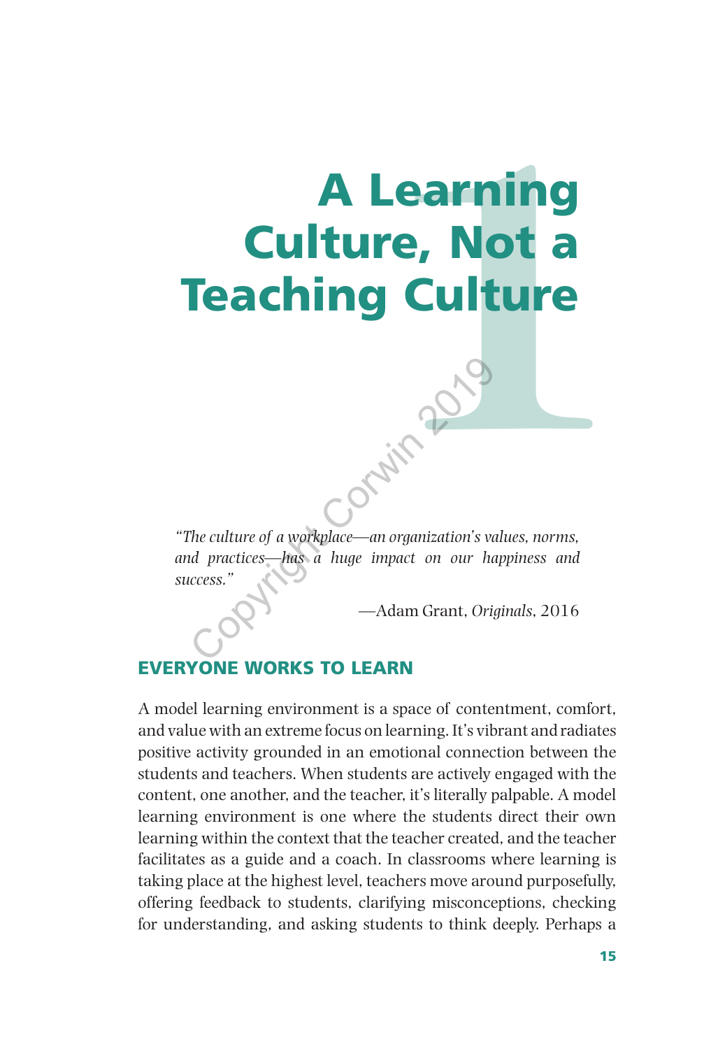# A Learning Culture, Not a Teaching Culture

*"The culture of a workplace—an organization's values, norms, and practices—has a huge impact on our happiness and success."*

—Adam Grant, *Originals*, 2016

## EVERYONE WORKS TO LEARN

A model learning environment is a space of contentment, comfort, and value with an extreme focus on learning. It's vibrant and radiates positive activity grounded in an emotional connection between the students and teachers. When students are actively engaged with the content, one another, and the teacher, it's literally palpable. A model learning environment is one where the students direct their own learning within the context that the teacher created, and the teacher facilitates as a guide and a coach. In classrooms where learning is taking place at the highest level, teachers move around purposefully, offering feedback to students, clarifying misconceptions, checking for understanding, and asking students to think deeply. Perhaps a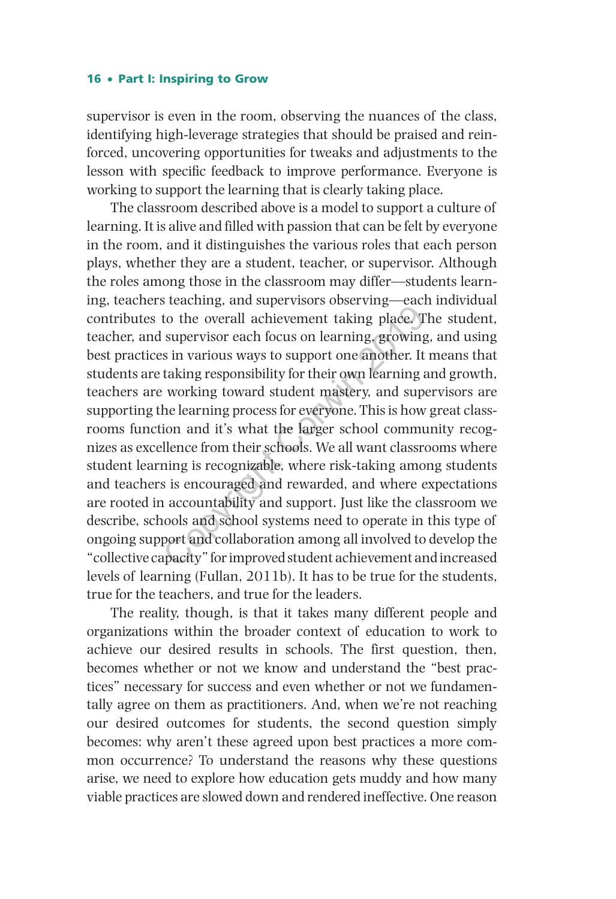supervisor is even in the room, observing the nuances of the class, identifying high-leverage strategies that should be praised and reinforced, uncovering opportunities for tweaks and adjustments to the lesson with specific feedback to improve performance. Everyone is working to support the learning that is clearly taking place.

The classroom described above is a model to support a culture of learning. It is alive and filled with passion that can be felt by everyone in the room, and it distinguishes the various roles that each person plays, whether they are a student, teacher, or supervisor. Although the roles among those in the classroom may differ—students learning, teachers teaching, and supervisors observing—each individual contributes to the overall achievement taking place. The student, teacher, and supervisor each focus on learning, growing, and using best practices in various ways to support one another. It means that students are taking responsibility for their own learning and growth, teachers are working toward student mastery, and supervisors are supporting the learning process for everyone. This is how great classrooms function and it's what the larger school community recognizes as excellence from their schools. We all want classrooms where student learning is recognizable, where risk-taking among students and teachers is encouraged and rewarded, and where expectations are rooted in accountability and support. Just like the classroom we describe, schools and school systems need to operate in this type of ongoing support and collaboration among all involved to develop the "collective capacity" for improved student achievement and increased levels of learning (Fullan, 2011b). It has to be true for the students, true for the teachers, and true for the leaders.

The reality, though, is that it takes many different people and organizations within the broader context of education to work to achieve our desired results in schools. The first question, then, becomes whether or not we know and understand the "best practices" necessary for success and even whether or not we fundamentally agree on them as practitioners. And, when we're not reaching our desired outcomes for students, the second question simply becomes: why aren't these agreed upon best practices a more common occurrence? To understand the reasons why these questions arise, we need to explore how education gets muddy and how many viable practices are slowed down and rendered ineffective. One reason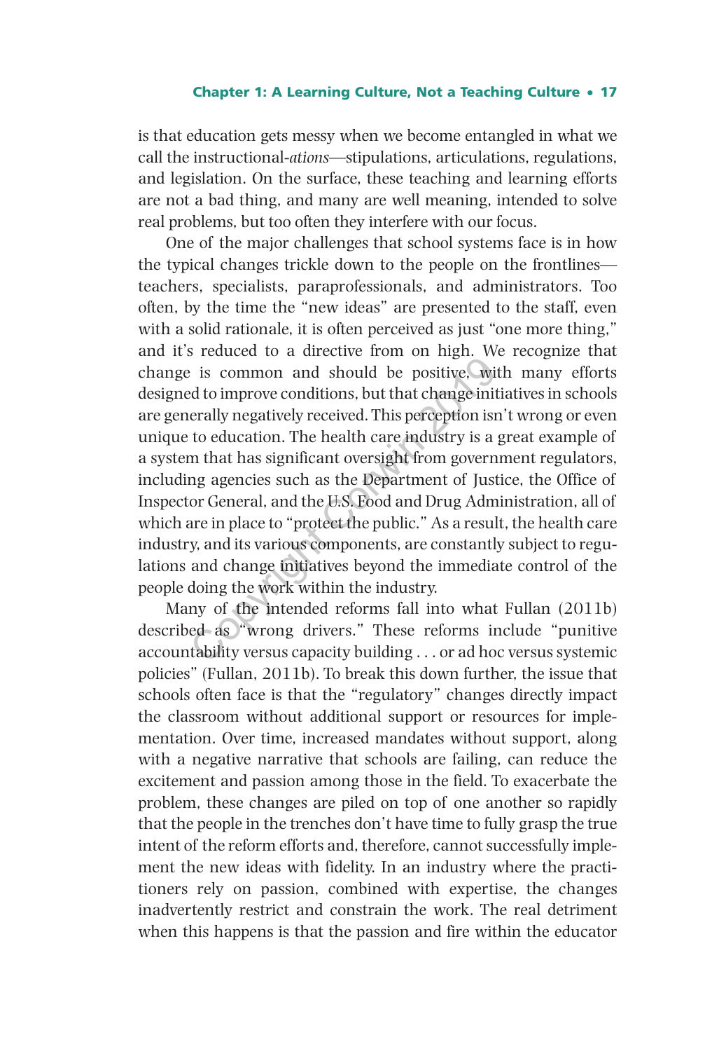is that education gets messy when we become entangled in what we call the instructional-*ations*—stipulations, articulations, regulations, and legislation. On the surface, these teaching and learning efforts are not a bad thing, and many are well meaning, intended to solve real problems, but too often they interfere with our focus.

One of the major challenges that school systems face is in how the typical changes trickle down to the people on the frontlines—teachers, specialists, paraprofessionals, and administrators. Too often, by the time the "new ideas" are presented to the staff, even with a solid rationale, it is often perceived as just "one more thing," and it's reduced to a directive from on high. We recognize that change is common and should be positive, with many efforts designed to improve conditions, but that change initiatives in schools are generally negatively received. This perception isn't wrong or even unique to education. The health care industry is a great example of a system that has significant oversight from government regulators, including agencies such as the Department of Justice, the Office of Inspector General, and the U.S. Food and Drug Administration, all of which are in place to "protect the public." As a result, the health care industry, and its various components, are constantly subject to regulations and change initiatives beyond the immediate control of the people doing the work within the industry.

Many of the intended reforms fall into what Fullan (2011b) described as "wrong drivers." These reforms include "punitive accountability versus capacity building . . . or ad hoc versus systemic policies" (Fullan, 2011b). To break this down further, the issue that schools often face is that the "regulatory" changes directly impact the classroom without additional support or resources for implementation. Over time, increased mandates without support, along with a negative narrative that schools are failing, can reduce the excitement and passion among those in the field. To exacerbate the problem, these changes are piled on top of one another so rapidly that the people in the trenches don't have time to fully grasp the true intent of the reform efforts and, therefore, cannot successfully implement the new ideas with fidelity. In an industry where the practitioners rely on passion, combined with expertise, the changes inadvertently restrict and constrain the work. The real detriment when this happens is that the passion and fire within the educator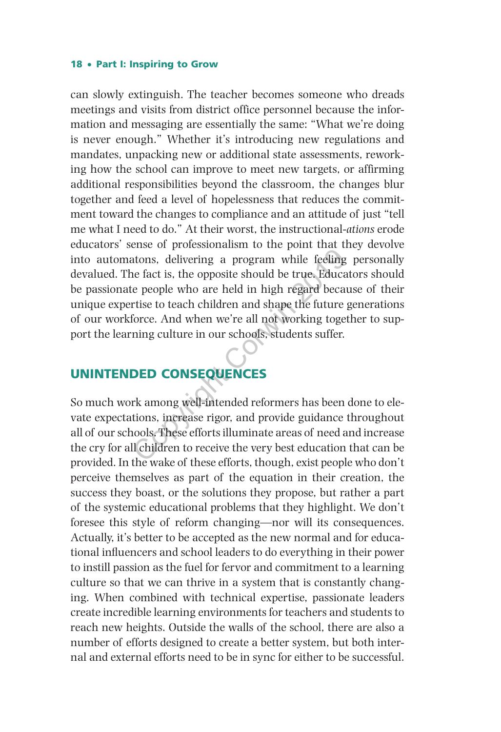can slowly extinguish. The teacher becomes someone who dreads meetings and visits from district office personnel because the information and messaging are essentially the same: "What we're doing is never enough." Whether it's introducing new regulations and mandates, unpacking new or additional state assessments, reworking how the school can improve to meet new targets, or affirming additional responsibilities beyond the classroom, the changes blur together and feed a level of hopelessness that reduces the commitment toward the changes to compliance and an attitude of just "tell me what I need to do." At their worst, the instructional-*ations* erode educators' sense of professionalism to the point that they devolve into automatons, delivering a program while feeling personally devalued. The fact is, the opposite should be true. Educators should be passionate people who are held in high regard because of their unique expertise to teach children and shape the future generations of our workforce. And when we're all not working together to support the learning culture in our schools, students suffer.

## UNINTENDED CONSEQUENCES

So much work among well-intended reformers has been done to elevate expectations, increase rigor, and provide guidance throughout all of our schools. These efforts illuminate areas of need and increase the cry for all children to receive the very best education that can be provided. In the wake of these efforts, though, exist people who don't perceive themselves as part of the equation in their creation, the success they boast, or the solutions they propose, but rather a part of the systemic educational problems that they highlight. We don't foresee this style of reform changing—nor will its consequences. Actually, it's better to be accepted as the new normal and for educational influencers and school leaders to do everything in their power to instill passion as the fuel for fervor and commitment to a learning culture so that we can thrive in a system that is constantly changing. When combined with technical expertise, passionate leaders create incredible learning environments for teachers and students to reach new heights. Outside the walls of the school, there are also a number of efforts designed to create a better system, but both internal and external efforts need to be in sync for either to be successful.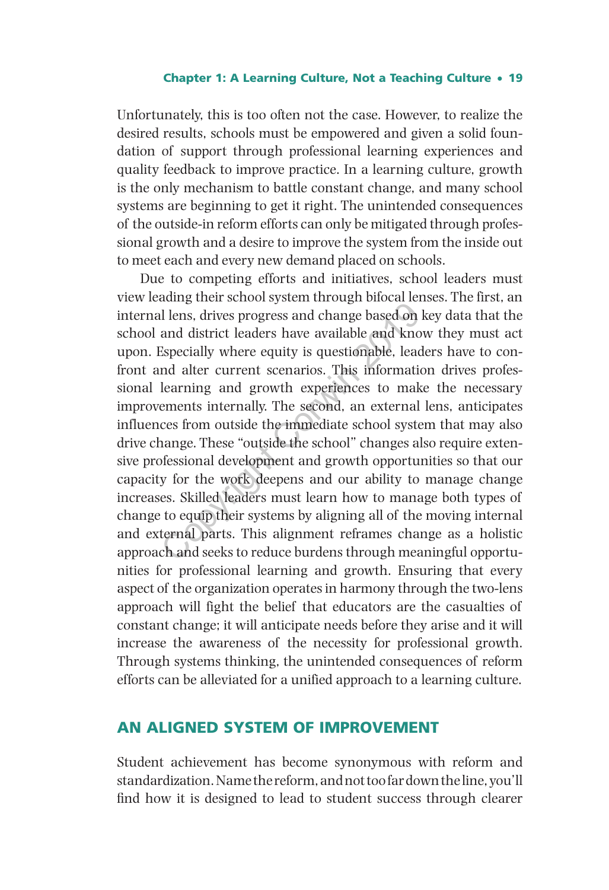Unfortunately, this is too often not the case. However, to realize the desired results, schools must be empowered and given a solid foundation of support through professional learning experiences and quality feedback to improve practice. In a learning culture, growth is the only mechanism to battle constant change, and many school systems are beginning to get it right. The unintended consequences of the outside-in reform efforts can only be mitigated through professional growth and a desire to improve the system from the inside out to meet each and every new demand placed on schools.

Due to competing efforts and initiatives, school leaders must view leading their school system through bifocal lenses. The first, an internal lens, drives progress and change based on key data that the school and district leaders have available and know they must act upon. Especially where equity is questionable, leaders have to confront and alter current scenarios. This information drives professional learning and growth experiences to make the necessary improvements internally. The second, an external lens, anticipates influences from outside the immediate school system that may also drive change. These "outside the school" changes also require extensive professional development and growth opportunities so that our capacity for the work deepens and our ability to manage change increases. Skilled leaders must learn how to manage both types of change to equip their systems by aligning all of the moving internal and external parts. This alignment reframes change as a holistic approach and seeks to reduce burdens through meaningful opportunities for professional learning and growth. Ensuring that every aspect of the organization operates in harmony through the two-lens approach will fight the belief that educators are the casualties of constant change; it will anticipate needs before they arise and it will increase the awareness of the necessity for professional growth. Through systems thinking, the unintended consequences of reform efforts can be alleviated for a unified approach to a learning culture.

## AN ALIGNED SYSTEM OF IMPROVEMENT

Student achievement has become synonymous with reform and standardization. Name the reform, and not too far down the line, you'll find how it is designed to lead to student success through clearer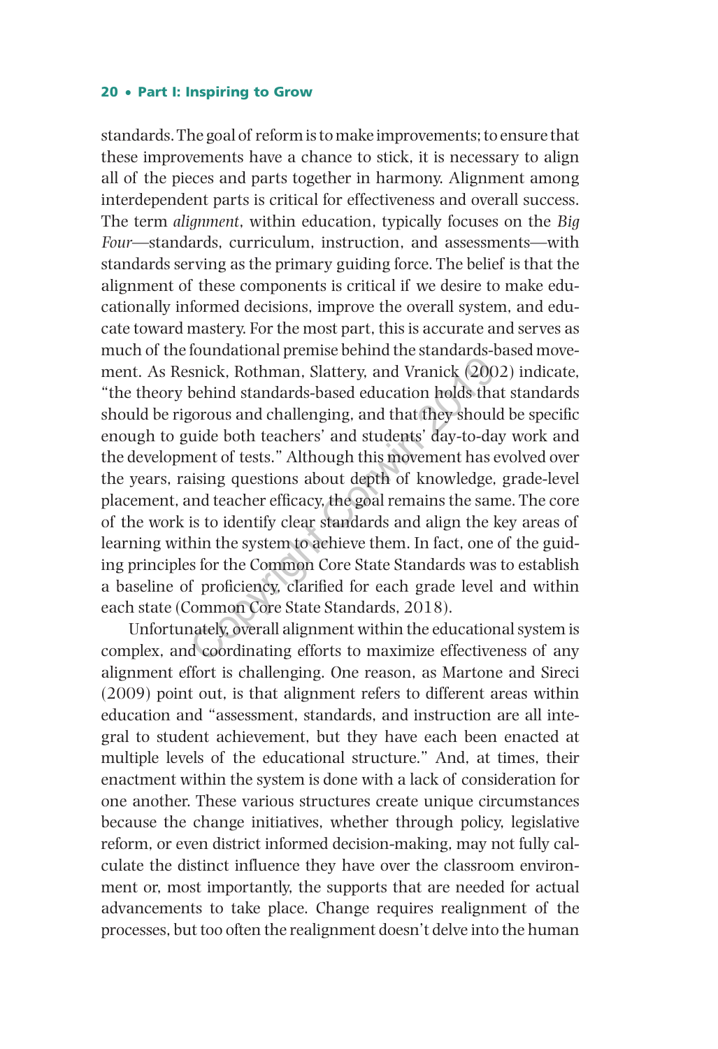standards. The goal of reform is to make improvements; to ensure that these improvements have a chance to stick, it is necessary to align all of the pieces and parts together in harmony. Alignment among interdependent parts is critical for effectiveness and overall success. The term *alignment*, within education, typically focuses on the *Big Four*—standards, curriculum, instruction, and assessments—with standards serving as the primary guiding force. The belief is that the alignment of these components is critical if we desire to make educationally informed decisions, improve the overall system, and educate toward mastery. For the most part, this is accurate and serves as much of the foundational premise behind the standards-based movement. As Resnick, Rothman, Slattery, and Vranick (2002) indicate, "the theory behind standards-based education holds that standards should be rigorous and challenging, and that they should be specific enough to guide both teachers' and students' day-to-day work and the development of tests." Although this movement has evolved over the years, raising questions about depth of knowledge, grade-level placement, and teacher efficacy, the goal remains the same. The core of the work is to identify clear standards and align the key areas of learning within the system to achieve them. In fact, one of the guiding principles for the Common Core State Standards was to establish a baseline of proficiency, clarified for each grade level and within each state (Common Core State Standards, 2018).

Unfortunately, overall alignment within the educational system is complex, and coordinating efforts to maximize effectiveness of any alignment effort is challenging. One reason, as Martone and Sireci (2009) point out, is that alignment refers to different areas within education and "assessment, standards, and instruction are all integral to student achievement, but they have each been enacted at multiple levels of the educational structure." And, at times, their enactment within the system is done with a lack of consideration for one another. These various structures create unique circumstances because the change initiatives, whether through policy, legislative reform, or even district informed decision-making, may not fully calculate the distinct influence they have over the classroom environment or, most importantly, the supports that are needed for actual advancements to take place. Change requires realignment of the processes, but too often the realignment doesn't delve into the human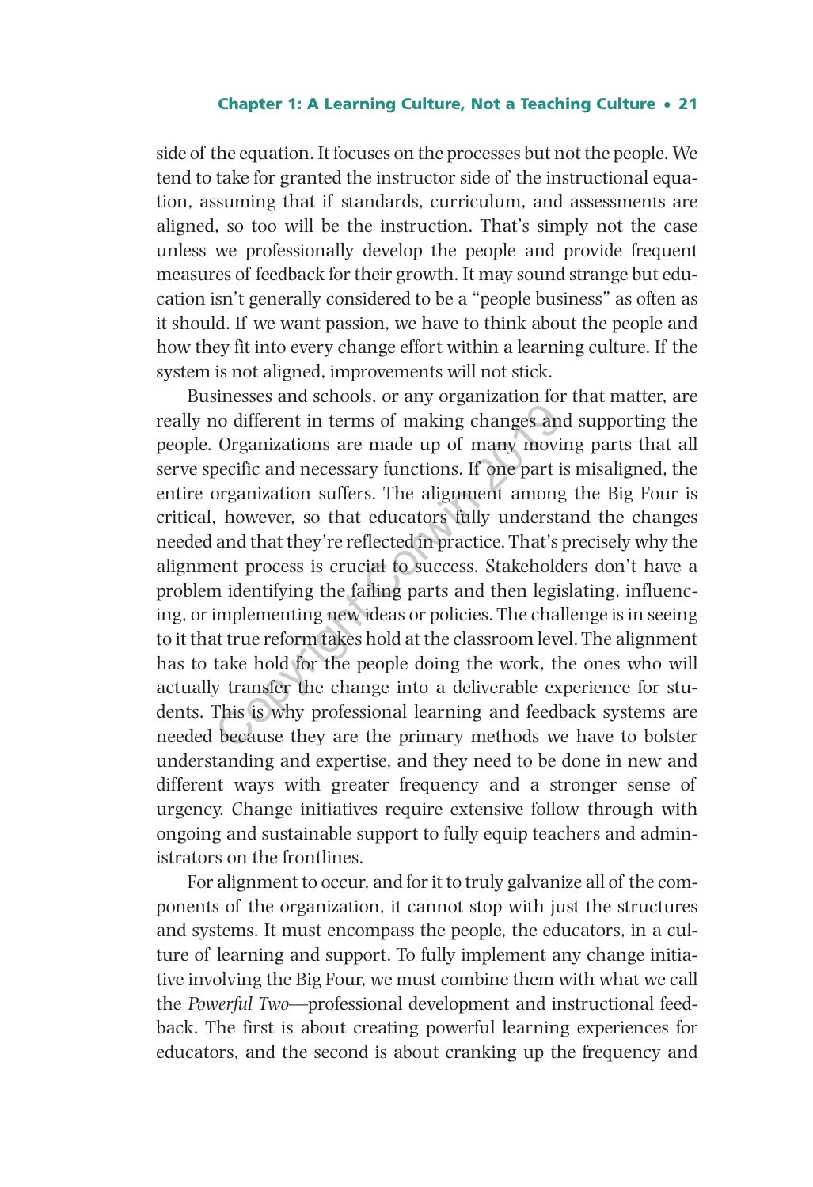side of the equation. It focuses on the processes but not the people. We tend to take for granted the instructor side of the instructional equation, assuming that if standards, curriculum, and assessments are aligned, so too will be the instruction. That's simply not the case unless we professionally develop the people and provide frequent measures of feedback for their growth. It may sound strange but education isn't generally considered to be a "people business" as often as it should. If we want passion, we have to think about the people and how they fit into every change effort within a learning culture. If the system is not aligned, improvements will not stick.

Businesses and schools, or any organization for that matter, are really no different in terms of making changes and supporting the people. Organizations are made up of many moving parts that all serve specific and necessary functions. If one part is misaligned, the entire organization suffers. The alignment among the Big Four is critical, however, so that educators fully understand the changes needed and that they're reflected in practice. That's precisely why the alignment process is crucial to success. Stakeholders don't have a problem identifying the failing parts and then legislating, influencing, or implementing new ideas or policies. The challenge is in seeing to it that true reform takes hold at the classroom level. The alignment has to take hold for the people doing the work, the ones who will actually transfer the change into a deliverable experience for students. This is why professional learning and feedback systems are needed because they are the primary methods we have to bolster understanding and expertise, and they need to be done in new and different ways with greater frequency and a stronger sense of urgency. Change initiatives require extensive follow through with ongoing and sustainable support to fully equip teachers and administrators on the frontlines.

For alignment to occur, and for it to truly galvanize all of the components of the organization, it cannot stop with just the structures and systems. It must encompass the people, the educators, in a culture of learning and support. To fully implement any change initiative involving the Big Four, we must combine them with what we call the *Powerful Two*—professional development and instructional feedback. The first is about creating powerful learning experiences for educators, and the second is about cranking up the frequency and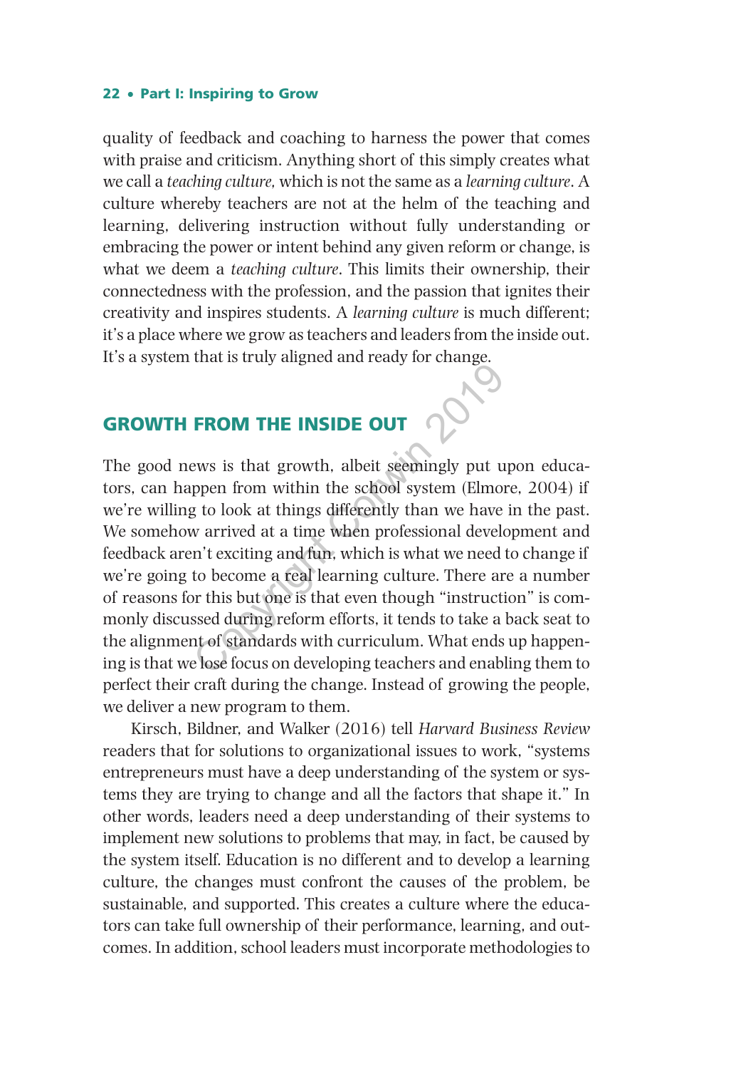quality of feedback and coaching to harness the power that comes with praise and criticism. Anything short of this simply creates what we call a *teaching culture,* which is not the same as a *learning culture*. A culture whereby teachers are not at the helm of the teaching and learning, delivering instruction without fully understanding or embracing the power or intent behind any given reform or change, is what we deem a *teaching culture*. This limits their ownership, their connectedness with the profession, and the passion that ignites their creativity and inspires students. A *learning culture* is much different; it's a place where we grow as teachers and leaders from the inside out. It's a system that is truly aligned and ready for change.

## GROWTH FROM THE INSIDE OUT

The good news is that growth, albeit seemingly put upon educators, can happen from within the school system (Elmore, 2004) if we're willing to look at things differently than we have in the past. We somehow arrived at a time when professional development and feedback aren't exciting and fun, which is what we need to change if we're going to become a real learning culture. There are a number of reasons for this but one is that even though "instruction" is commonly discussed during reform efforts, it tends to take a back seat to the alignment of standards with curriculum. What ends up happening is that we lose focus on developing teachers and enabling them to perfect their craft during the change. Instead of growing the people, we deliver a new program to them.

Kirsch, Bildner, and Walker (2016) tell *Harvard Business Review* readers that for solutions to organizational issues to work, "systems entrepreneurs must have a deep understanding of the system or systems they are trying to change and all the factors that shape it." In other words, leaders need a deep understanding of their systems to implement new solutions to problems that may, in fact, be caused by the system itself. Education is no different and to develop a learning culture, the changes must confront the causes of the problem, be sustainable, and supported. This creates a culture where the educators can take full ownership of their performance, learning, and outcomes. In addition, school leaders must incorporate methodologies to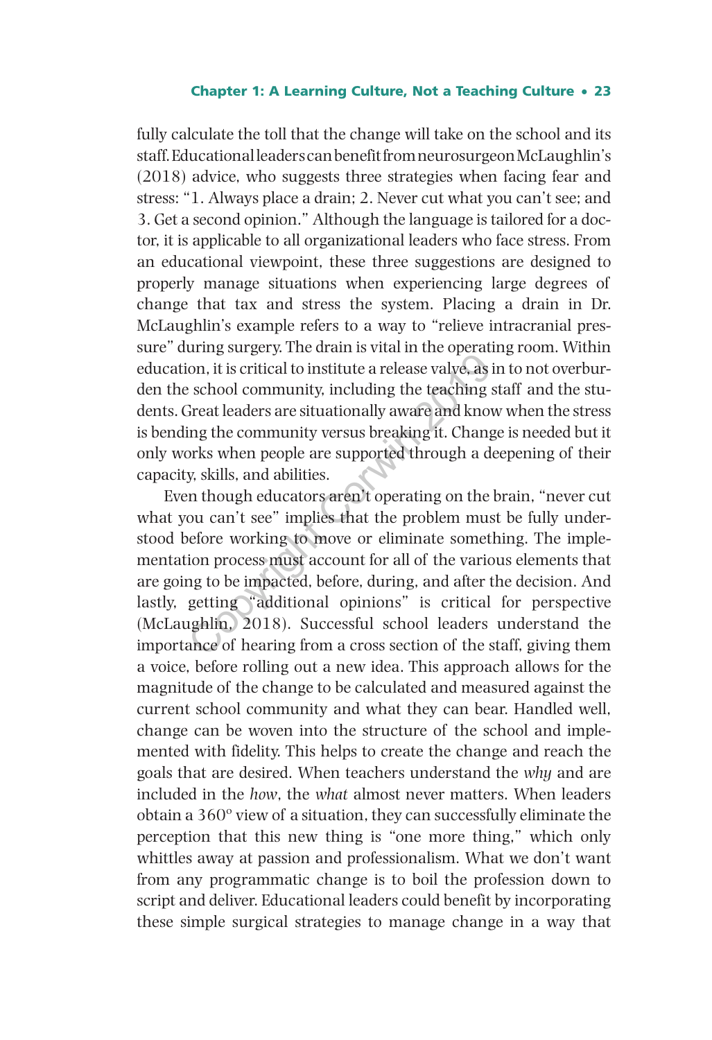fully calculate the toll that the change will take on the school and its staff. Educational leaders can benefit from neurosurgeon McLaughlin's (2018) advice, who suggests three strategies when facing fear and stress: "1. Always place a drain; 2. Never cut what you can't see; and 3. Get a second opinion." Although the language is tailored for a doctor, it is applicable to all organizational leaders who face stress. From an educational viewpoint, these three suggestions are designed to properly manage situations when experiencing large degrees of change that tax and stress the system. Placing a drain in Dr. McLaughlin's example refers to a way to "relieve intracranial pressure" during surgery. The drain is vital in the operating room. Within education, it is critical to institute a release valve, as in to not overburden the school community, including the teaching staff and the students. Great leaders are situationally aware and know when the stress is bending the community versus breaking it. Change is needed but it only works when people are supported through a deepening of their capacity, skills, and abilities.

Even though educators aren't operating on the brain, "never cut what you can't see" implies that the problem must be fully understood before working to move or eliminate something. The implementation process must account for all of the various elements that are going to be impacted, before, during, and after the decision. And lastly, getting "additional opinions" is critical for perspective (McLaughlin, 2018). Successful school leaders understand the importance of hearing from a cross section of the staff, giving them a voice, before rolling out a new idea. This approach allows for the magnitude of the change to be calculated and measured against the current school community and what they can bear. Handled well, change can be woven into the structure of the school and implemented with fidelity. This helps to create the change and reach the goals that are desired. When teachers understand the *why* and are included in the *how*, the *what* almost never matters. When leaders obtain a 360° view of a situation, they can successfully eliminate the perception that this new thing is "one more thing," which only whittles away at passion and professionalism. What we don't want from any programmatic change is to boil the profession down to script and deliver. Educational leaders could benefit by incorporating these simple surgical strategies to manage change in a way that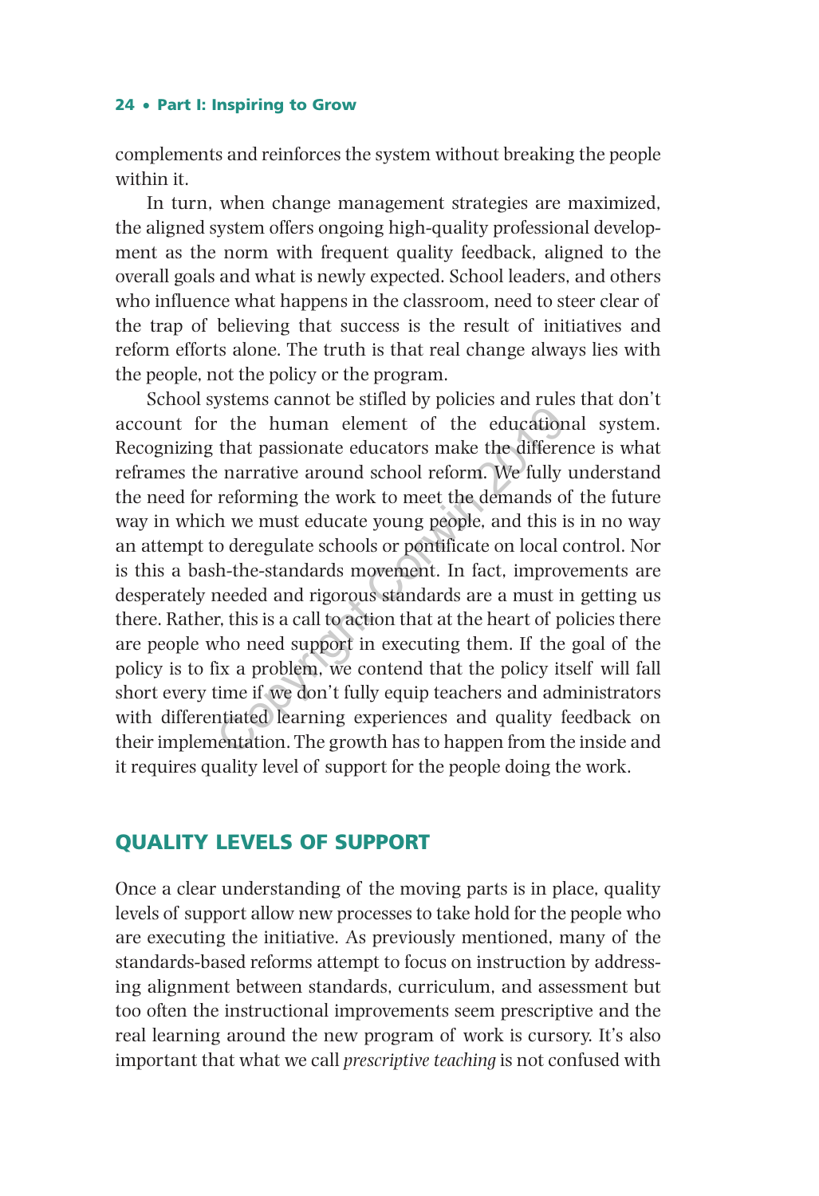complements and reinforces the system without breaking the people within it.

In turn, when change management strategies are maximized, the aligned system offers ongoing high-quality professional development as the norm with frequent quality feedback, aligned to the overall goals and what is newly expected. School leaders, and others who influence what happens in the classroom, need to steer clear of the trap of believing that success is the result of initiatives and reform efforts alone. The truth is that real change always lies with the people, not the policy or the program.

School systems cannot be stifled by policies and rules that don't account for the human element of the educational system. Recognizing that passionate educators make the difference is what reframes the narrative around school reform. We fully understand the need for reforming the work to meet the demands of the future way in which we must educate young people, and this is in no way an attempt to deregulate schools or pontificate on local control. Nor is this a bash-the-standards movement. In fact, improvements are desperately needed and rigorous standards are a must in getting us there. Rather, this is a call to action that at the heart of policies there are people who need support in executing them. If the goal of the policy is to fix a problem, we contend that the policy itself will fall short every time if we don't fully equip teachers and administrators with differentiated learning experiences and quality feedback on their implementation. The growth has to happen from the inside and it requires quality level of support for the people doing the work.

## QUALITY LEVELS OF SUPPORT

Once a clear understanding of the moving parts is in place, quality levels of support allow new processes to take hold for the people who are executing the initiative. As previously mentioned, many of the standards-based reforms attempt to focus on instruction by addressing alignment between standards, curriculum, and assessment but too often the instructional improvements seem prescriptive and the real learning around the new program of work is cursory. It's also important that what we call *prescriptive teaching* is not confused with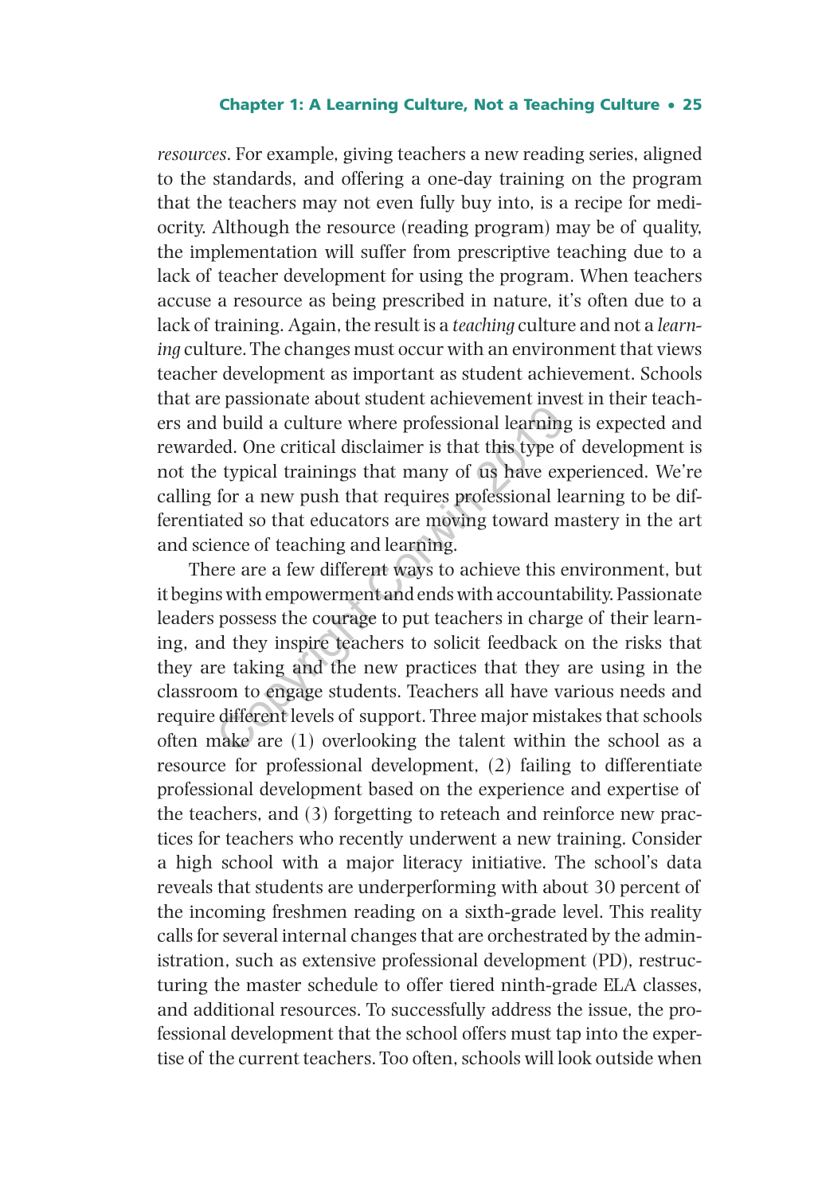*resources*. For example, giving teachers a new reading series, aligned to the standards, and offering a one-day training on the program that the teachers may not even fully buy into, is a recipe for mediocrity. Although the resource (reading program) may be of quality, the implementation will suffer from prescriptive teaching due to a lack of teacher development for using the program. When teachers accuse a resource as being prescribed in nature, it's often due to a lack of training. Again, the result is a *teaching* culture and not a *learning* culture. The changes must occur with an environment that views teacher development as important as student achievement. Schools that are passionate about student achievement invest in their teachers and build a culture where professional learning is expected and rewarded. One critical disclaimer is that this type of development is not the typical trainings that many of us have experienced. We're calling for a new push that requires professional learning to be differentiated so that educators are moving toward mastery in the art and science of teaching and learning.

There are a few different ways to achieve this environment, but it begins with empowerment and ends with accountability. Passionate leaders possess the courage to put teachers in charge of their learning, and they inspire teachers to solicit feedback on the risks that they are taking and the new practices that they are using in the classroom to engage students. Teachers all have various needs and require different levels of support. Three major mistakes that schools often make are (1) overlooking the talent within the school as a resource for professional development, (2) failing to differentiate professional development based on the experience and expertise of the teachers, and (3) forgetting to reteach and reinforce new practices for teachers who recently underwent a new training. Consider a high school with a major literacy initiative. The school's data reveals that students are underperforming with about 30 percent of the incoming freshmen reading on a sixth-grade level. This reality calls for several internal changes that are orchestrated by the administration, such as extensive professional development (PD), restructuring the master schedule to offer tiered ninth-grade ELA classes, and additional resources. To successfully address the issue, the professional development that the school offers must tap into the expertise of the current teachers. Too often, schools will look outside when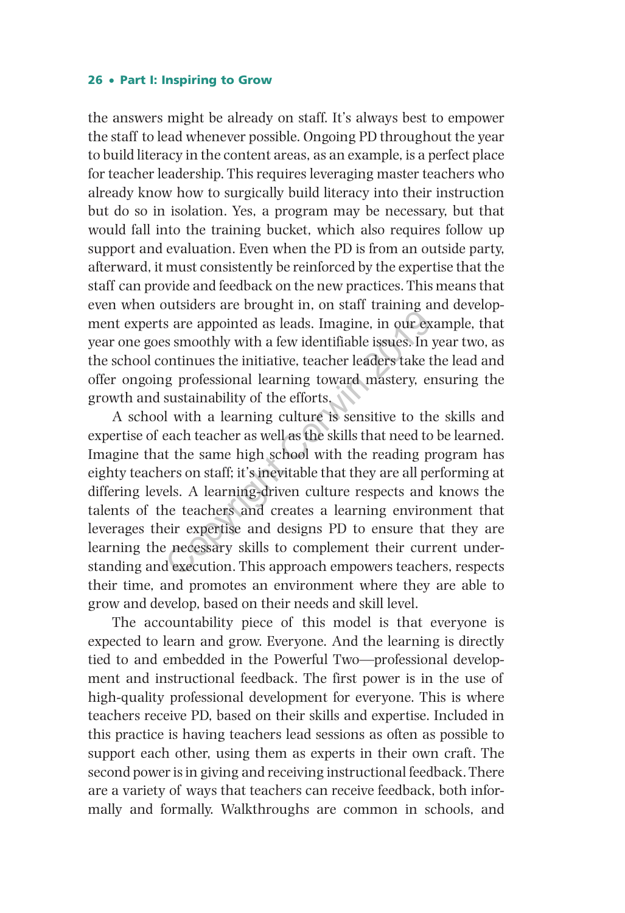the answers might be already on staff. It's always best to empower the staff to lead whenever possible. Ongoing PD throughout the year to build literacy in the content areas, as an example, is a perfect place for teacher leadership. This requires leveraging master teachers who already know how to surgically build literacy into their instruction but do so in isolation. Yes, a program may be necessary, but that would fall into the training bucket, which also requires follow up support and evaluation. Even when the PD is from an outside party, afterward, it must consistently be reinforced by the expertise that the staff can provide and feedback on the new practices. This means that even when outsiders are brought in, on staff training and development experts are appointed as leads. Imagine, in our example, that year one goes smoothly with a few identifiable issues. In year two, as the school continues the initiative, teacher leaders take the lead and offer ongoing professional learning toward mastery, ensuring the growth and sustainability of the efforts.

A school with a learning culture is sensitive to the skills and expertise of each teacher as well as the skills that need to be learned. Imagine that the same high school with the reading program has eighty teachers on staff; it's inevitable that they are all performing at differing levels. A learning-driven culture respects and knows the talents of the teachers and creates a learning environment that leverages their expertise and designs PD to ensure that they are learning the necessary skills to complement their current understanding and execution. This approach empowers teachers, respects their time, and promotes an environment where they are able to grow and develop, based on their needs and skill level.

The accountability piece of this model is that everyone is expected to learn and grow. Everyone. And the learning is directly tied to and embedded in the Powerful Two—professional development and instructional feedback. The first power is in the use of high-quality professional development for everyone. This is where teachers receive PD, based on their skills and expertise. Included in this practice is having teachers lead sessions as often as possible to support each other, using them as experts in their own craft. The second power is in giving and receiving instructional feedback. There are a variety of ways that teachers can receive feedback, both informally and formally. Walkthroughs are common in schools, and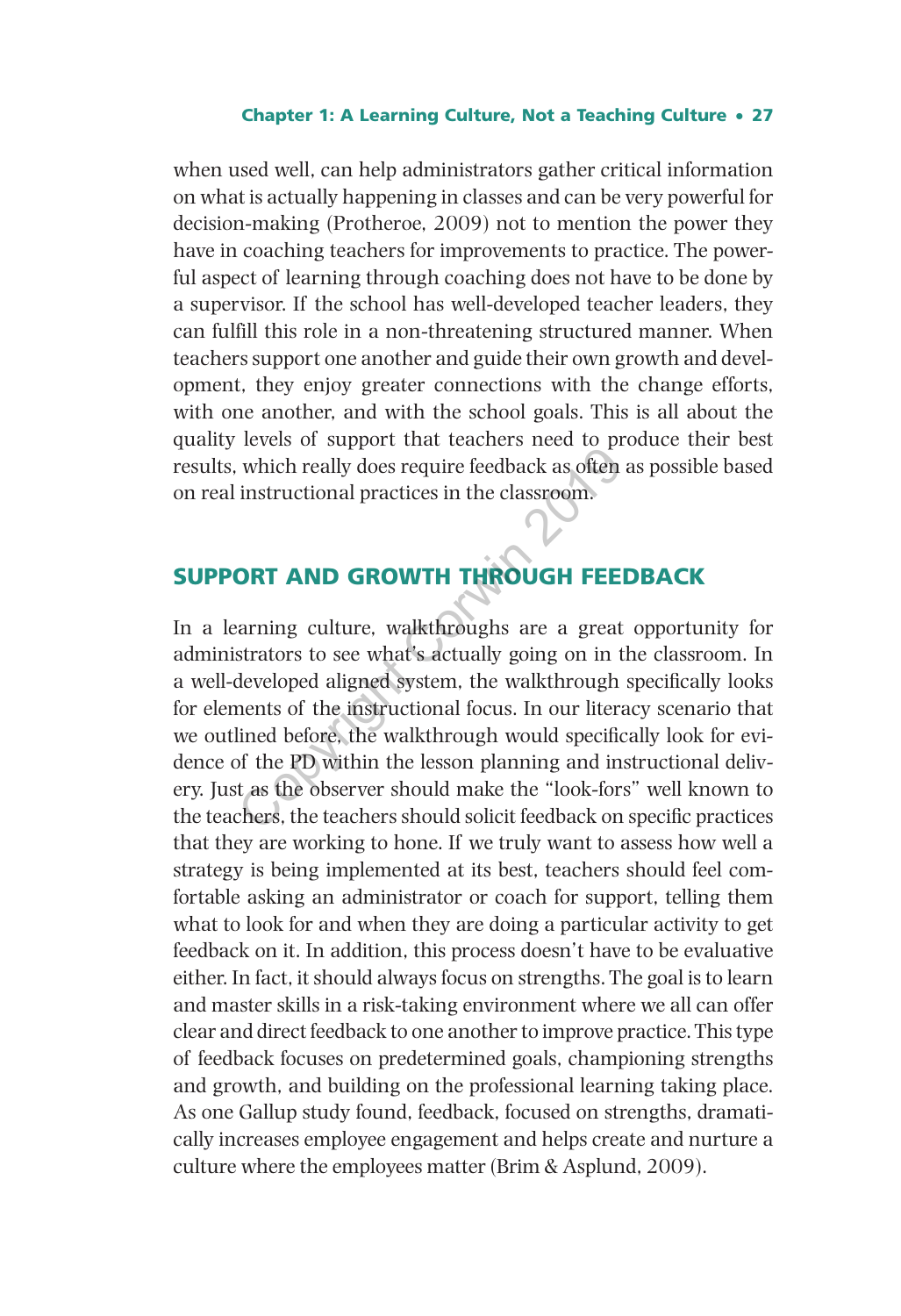when used well, can help administrators gather critical information on what is actually happening in classes and can be very powerful for decision-making (Protheroe, 2009) not to mention the power they have in coaching teachers for improvements to practice. The powerful aspect of learning through coaching does not have to be done by a supervisor. If the school has well-developed teacher leaders, they can fulfill this role in a non-threatening structured manner. When teachers support one another and guide their own growth and development, they enjoy greater connections with the change efforts, with one another, and with the school goals. This is all about the quality levels of support that teachers need to produce their best results, which really does require feedback as often as possible based on real instructional practices in the classroom.

## SUPPORT AND GROWTH THROUGH FEEDBACK

In a learning culture, walkthroughs are a great opportunity for administrators to see what's actually going on in the classroom. In a well-developed aligned system, the walkthrough specifically looks for elements of the instructional focus. In our literacy scenario that we outlined before, the walkthrough would specifically look for evidence of the PD within the lesson planning and instructional delivery. Just as the observer should make the "look-fors" well known to the teachers, the teachers should solicit feedback on specific practices that they are working to hone. If we truly want to assess how well a strategy is being implemented at its best, teachers should feel comfortable asking an administrator or coach for support, telling them what to look for and when they are doing a particular activity to get feedback on it. In addition, this process doesn't have to be evaluative either. In fact, it should always focus on strengths. The goal is to learn and master skills in a risk-taking environment where we all can offer clear and direct feedback to one another to improve practice. This type of feedback focuses on predetermined goals, championing strengths and growth, and building on the professional learning taking place. As one Gallup study found, feedback, focused on strengths, dramatically increases employee engagement and helps create and nurture a culture where the employees matter (Brim & Asplund, 2009).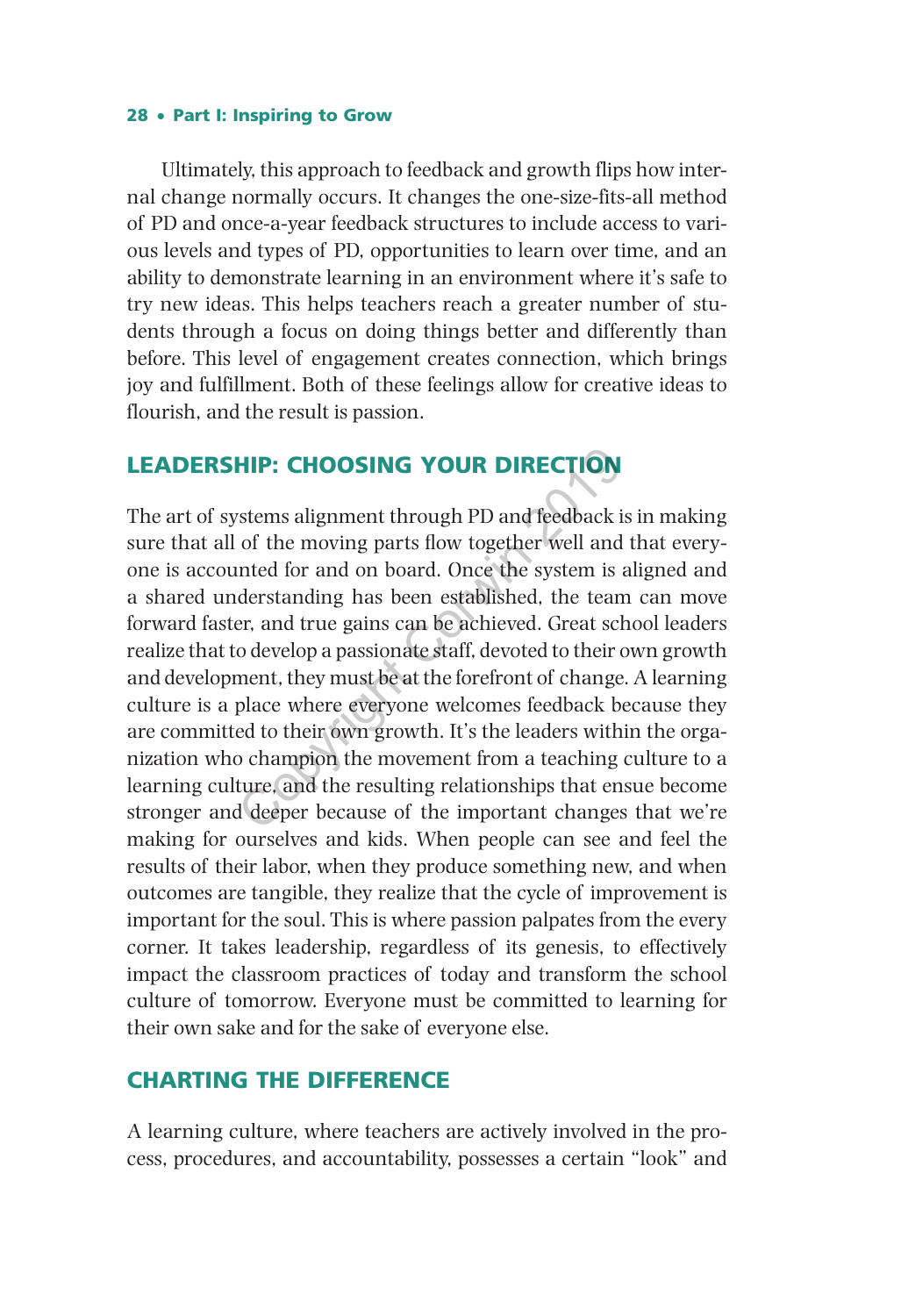Ultimately, this approach to feedback and growth flips how internal change normally occurs. It changes the one-size-fits-all method of PD and once-a-year feedback structures to include access to various levels and types of PD, opportunities to learn over time, and an ability to demonstrate learning in an environment where it's safe to try new ideas. This helps teachers reach a greater number of students through a focus on doing things better and differently than before. This level of engagement creates connection, which brings joy and fulfillment. Both of these feelings allow for creative ideas to flourish, and the result is passion.

## LEADERSHIP: CHOOSING YOUR DIRECTION

The art of systems alignment through PD and feedback is in making sure that all of the moving parts flow together well and that everyone is accounted for and on board. Once the system is aligned and a shared understanding has been established, the team can move forward faster, and true gains can be achieved. Great school leaders realize that to develop a passionate staff, devoted to their own growth and development, they must be at the forefront of change. A learning culture is a place where everyone welcomes feedback because they are committed to their own growth. It's the leaders within the organization who champion the movement from a teaching culture to a learning culture, and the resulting relationships that ensue become stronger and deeper because of the important changes that we're making for ourselves and kids. When people can see and feel the results of their labor, when they produce something new, and when outcomes are tangible, they realize that the cycle of improvement is important for the soul. This is where passion palpates from the every corner. It takes leadership, regardless of its genesis, to effectively impact the classroom practices of today and transform the school culture of tomorrow. Everyone must be committed to learning for their own sake and for the sake of everyone else.

## CHARTING THE DIFFERENCE

A learning culture, where teachers are actively involved in the process, procedures, and accountability, possesses a certain "look" and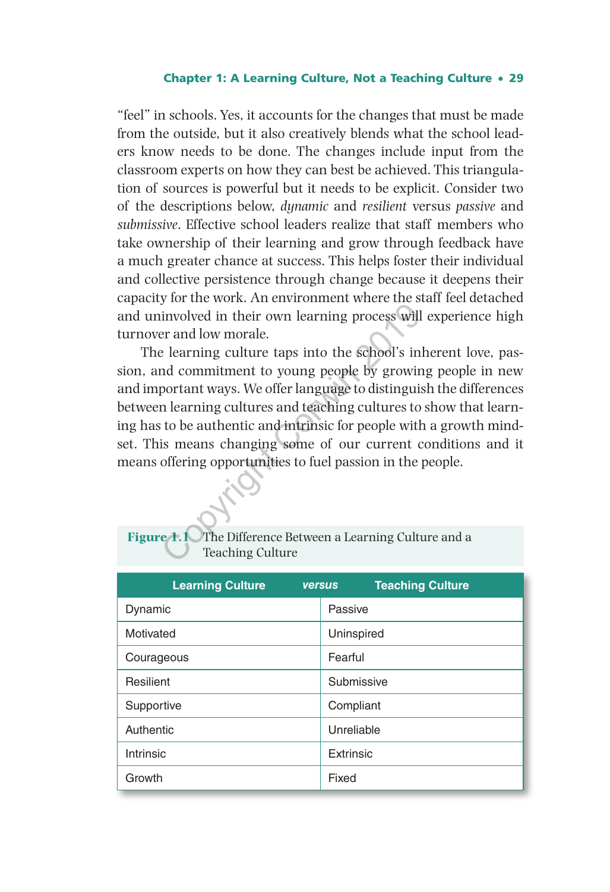"feel" in schools. Yes, it accounts for the changes that must be made from the outside, but it also creatively blends what the school leaders know needs to be done. The changes include input from the classroom experts on how they can best be achieved. This triangulation of sources is powerful but it needs to be explicit. Consider two of the descriptions below, *dynamic* and *resilient* versus *passive* and *submissive*. Effective school leaders realize that staff members who take ownership of their learning and grow through feedback have a much greater chance at success. This helps foster their individual and collective persistence through change because it deepens their capacity for the work. An environment where the staff feel detached and uninvolved in their own learning process will experience high turnover and low morale.

The learning culture taps into the school's inherent love, passion, and commitment to young people by growing people in new and important ways. We offer language to distinguish the differences between learning cultures and teaching cultures to show that learning has to be authentic and intrinsic for people with a growth mindset. This means changing some of our current conditions and it means offering opportunities to fuel passion in the people.

**Figure 1.1** The Difference Between a Learning Culture and a Teaching Culture

| Learning Culture *versus* | Teaching Culture |
|---|---|
| Dynamic | Passive |
| Motivated | Uninspired |
| Courageous | Fearful |
| Resilient | Submissive |
| Supportive | Compliant |
| Authentic | Unreliable |
| Intrinsic | Extrinsic |
| Growth | Fixed |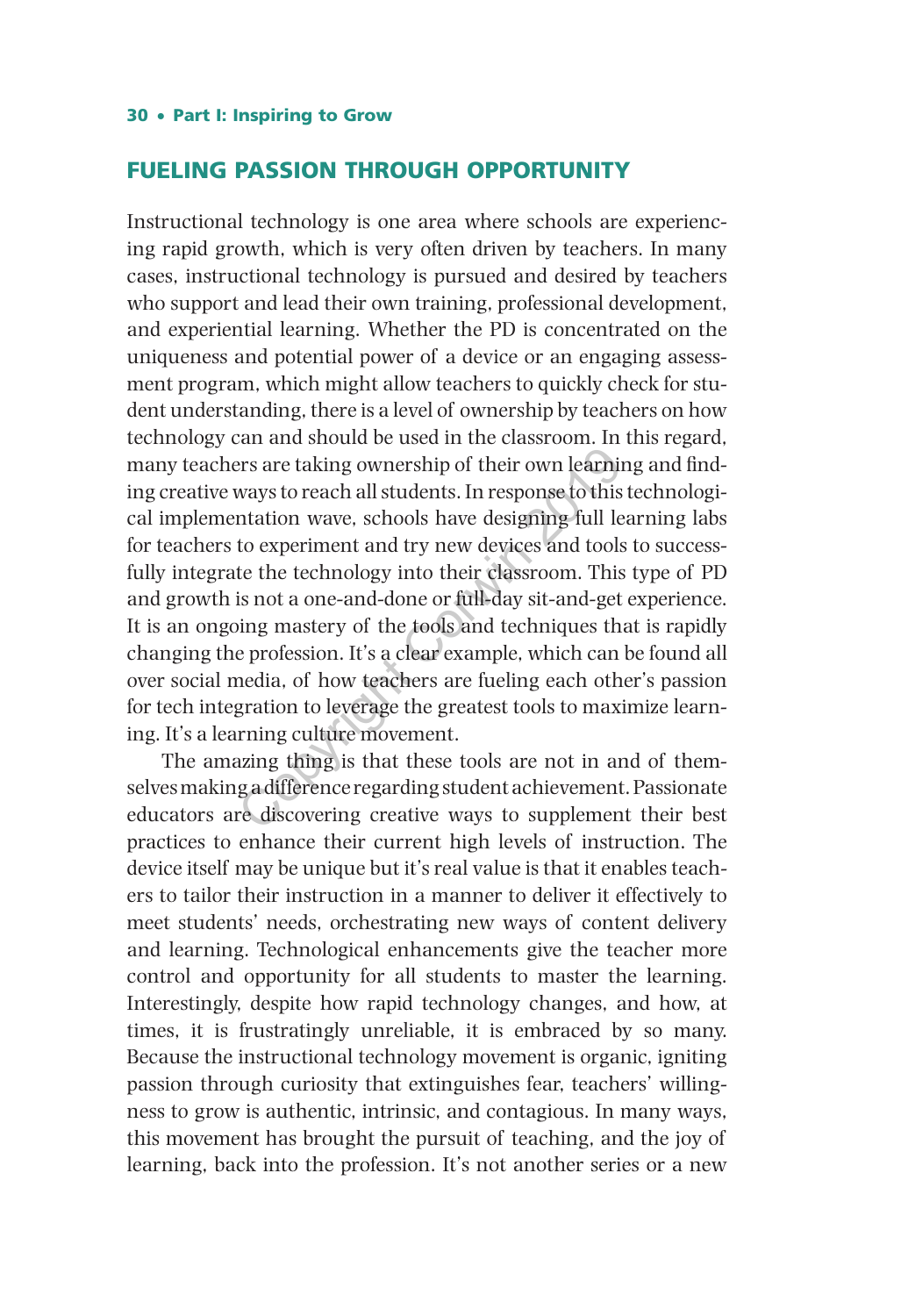## FUELING PASSION THROUGH OPPORTUNITY

Instructional technology is one area where schools are experiencing rapid growth, which is very often driven by teachers. In many cases, instructional technology is pursued and desired by teachers who support and lead their own training, professional development, and experiential learning. Whether the PD is concentrated on the uniqueness and potential power of a device or an engaging assessment program, which might allow teachers to quickly check for student understanding, there is a level of ownership by teachers on how technology can and should be used in the classroom. In this regard, many teachers are taking ownership of their own learning and finding creative ways to reach all students. In response to this technological implementation wave, schools have designing full learning labs for teachers to experiment and try new devices and tools to successfully integrate the technology into their classroom. This type of PD and growth is not a one-and-done or full-day sit-and-get experience. It is an ongoing mastery of the tools and techniques that is rapidly changing the profession. It's a clear example, which can be found all over social media, of how teachers are fueling each other's passion for tech integration to leverage the greatest tools to maximize learning. It's a learning culture movement.

The amazing thing is that these tools are not in and of themselves making a difference regarding student achievement. Passionate educators are discovering creative ways to supplement their best practices to enhance their current high levels of instruction. The device itself may be unique but it's real value is that it enables teachers to tailor their instruction in a manner to deliver it effectively to meet students' needs, orchestrating new ways of content delivery and learning. Technological enhancements give the teacher more control and opportunity for all students to master the learning. Interestingly, despite how rapid technology changes, and how, at times, it is frustratingly unreliable, it is embraced by so many. Because the instructional technology movement is organic, igniting passion through curiosity that extinguishes fear, teachers' willingness to grow is authentic, intrinsic, and contagious. In many ways, this movement has brought the pursuit of teaching, and the joy of learning, back into the profession. It's not another series or a new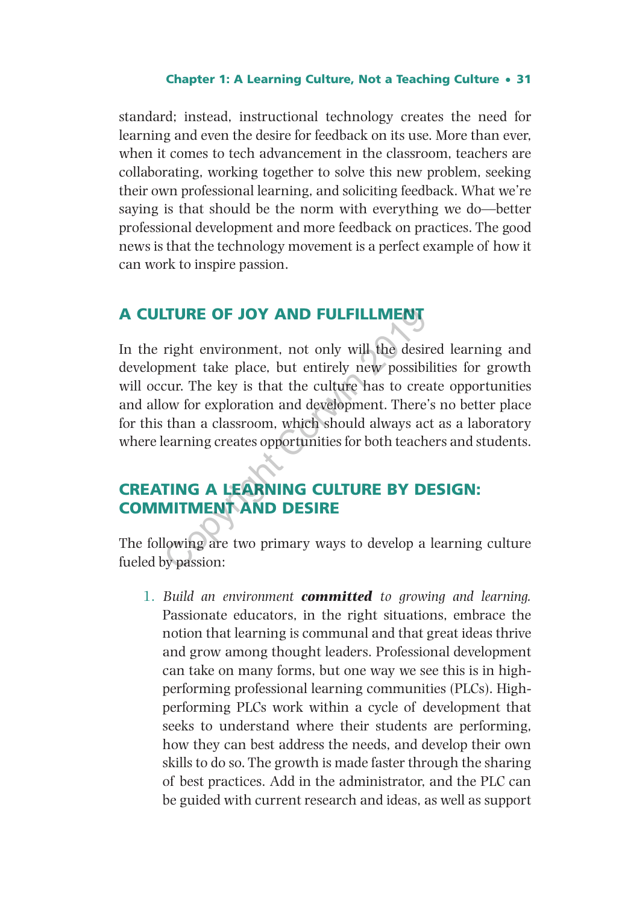standard; instead, instructional technology creates the need for learning and even the desire for feedback on its use. More than ever, when it comes to tech advancement in the classroom, teachers are collaborating, working together to solve this new problem, seeking their own professional learning, and soliciting feedback. What we're saying is that should be the norm with everything we do—better professional development and more feedback on practices. The good news is that the technology movement is a perfect example of how it can work to inspire passion.

## A CULTURE OF JOY AND FULFILLMENT

In the right environment, not only will the desired learning and development take place, but entirely new possibilities for growth will occur. The key is that the culture has to create opportunities and allow for exploration and development. There's no better place for this than a classroom, which should always act as a laboratory where learning creates opportunities for both teachers and students.

## CREATING A LEARNING CULTURE BY DESIGN: COMMITMENT AND DESIRE

The following are two primary ways to develop a learning culture fueled by passion:

1. *Build an environment **committed** to growing and learning.* Passionate educators, in the right situations, embrace the notion that learning is communal and that great ideas thrive and grow among thought leaders. Professional development can take on many forms, but one way we see this is in high-performing professional learning communities (PLCs). High-performing PLCs work within a cycle of development that seeks to understand where their students are performing, how they can best address the needs, and develop their own skills to do so. The growth is made faster through the sharing of best practices. Add in the administrator, and the PLC can be guided with current research and ideas, as well as support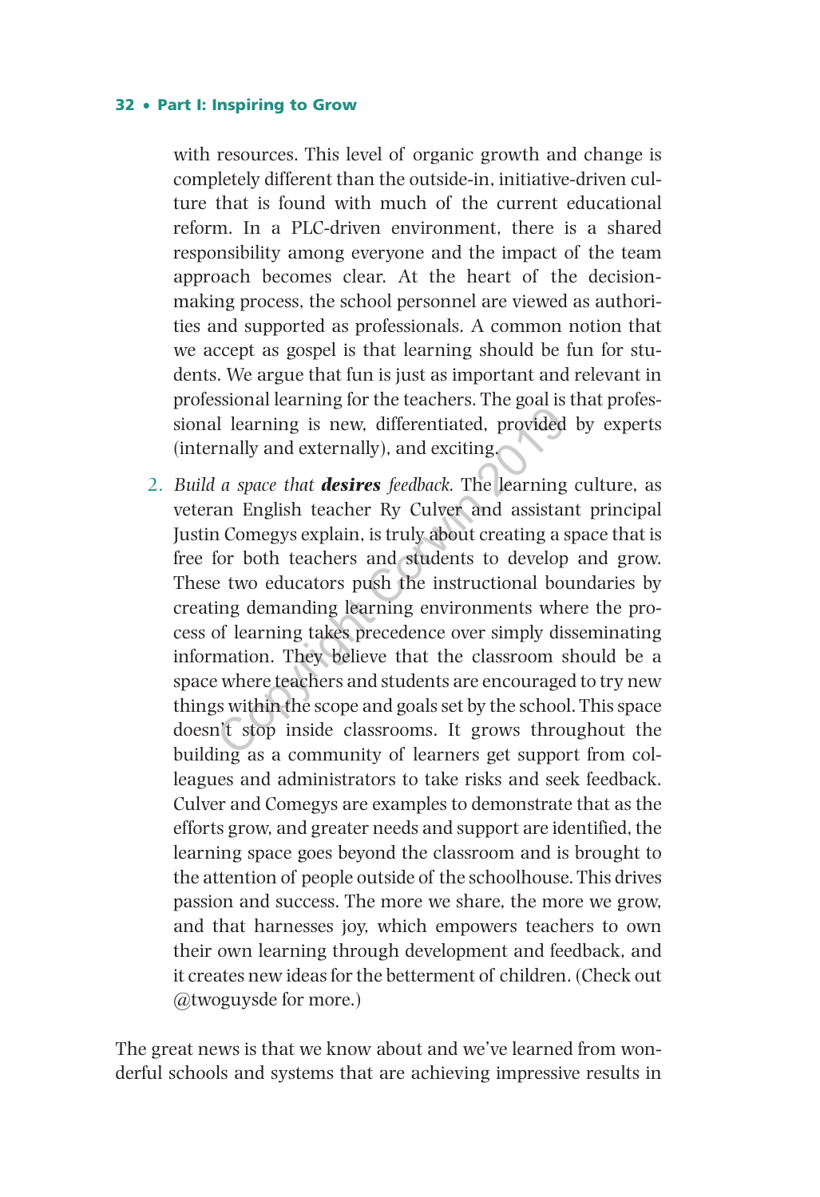with resources. This level of organic growth and change is completely different than the outside-in, initiative-driven culture that is found with much of the current educational reform. In a PLC-driven environment, there is a shared responsibility among everyone and the impact of the team approach becomes clear. At the heart of the decision-making process, the school personnel are viewed as authorities and supported as professionals. A common notion that we accept as gospel is that learning should be fun for students. We argue that fun is just as important and relevant in professional learning for the teachers. The goal is that professional learning is new, differentiated, provided by experts (internally and externally), and exciting.

2. *Build a space that* ***desires*** *feedback.* The learning culture, as veteran English teacher Ry Culver and assistant principal Justin Comegys explain, is truly about creating a space that is free for both teachers and students to develop and grow. These two educators push the instructional boundaries by creating demanding learning environments where the process of learning takes precedence over simply disseminating information. They believe that the classroom should be a space where teachers and students are encouraged to try new things within the scope and goals set by the school. This space doesn't stop inside classrooms. It grows throughout the building as a community of learners get support from colleagues and administrators to take risks and seek feedback. Culver and Comegys are examples to demonstrate that as the efforts grow, and greater needs and support are identified, the learning space goes beyond the classroom and is brought to the attention of people outside of the schoolhouse. This drives passion and success. The more we share, the more we grow, and that harnesses joy, which empowers teachers to own their own learning through development and feedback, and it creates new ideas for the betterment of children. (Check out @twoguysde for more.)

The great news is that we know about and we've learned from wonderful schools and systems that are achieving impressive results in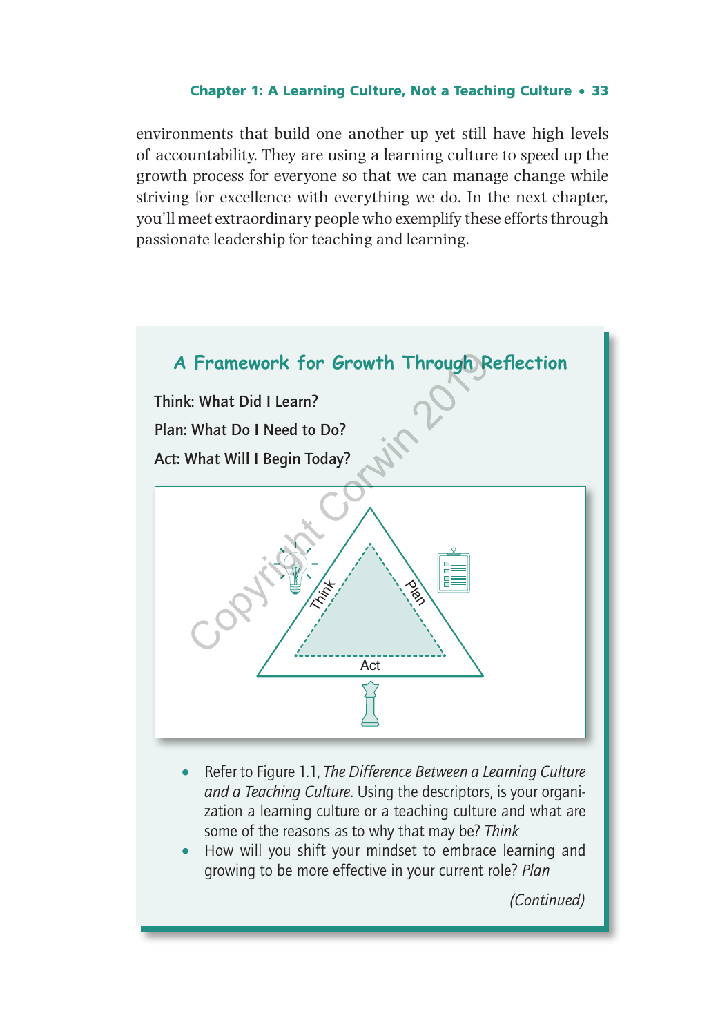environments that build one another up yet still have high levels of accountability. They are using a learning culture to speed up the growth process for everyone so that we can manage change while striving for excellence with everything we do. In the next chapter, you'll meet extraordinary people who exemplify these efforts through passionate leadership for teaching and learning.

## A Framework for Growth Through Reflection

**Think: What Did I Learn?**

**Plan: What Do I Need to Do?**

**Act: What Will I Begin Today?**

- Refer to Figure 1.1, *The Difference Between a Learning Culture and a Teaching Culture*. Using the descriptors, is your organization a learning culture or a teaching culture and what are some of the reasons as to why that may be? *Think*
- How will you shift your mindset to embrace learning and growing to be more effective in your current role? *Plan*

*(Continued)*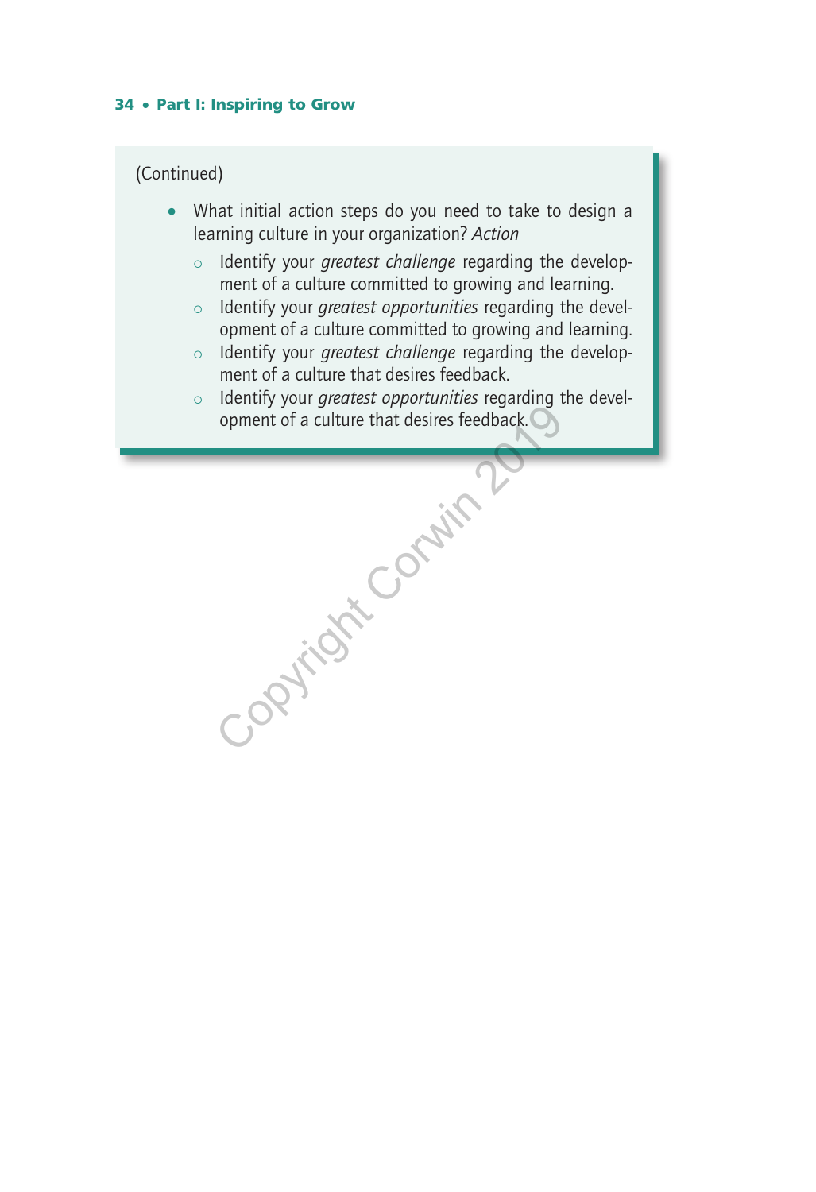(Continued)

- What initial action steps do you need to take to design a learning culture in your organization? *Action*
  - Identify your *greatest challenge* regarding the development of a culture committed to growing and learning.
  - Identify your *greatest opportunities* regarding the development of a culture committed to growing and learning.
  - Identify your *greatest challenge* regarding the development of a culture that desires feedback.
  - Identify your *greatest opportunities* regarding the development of a culture that desires feedback.